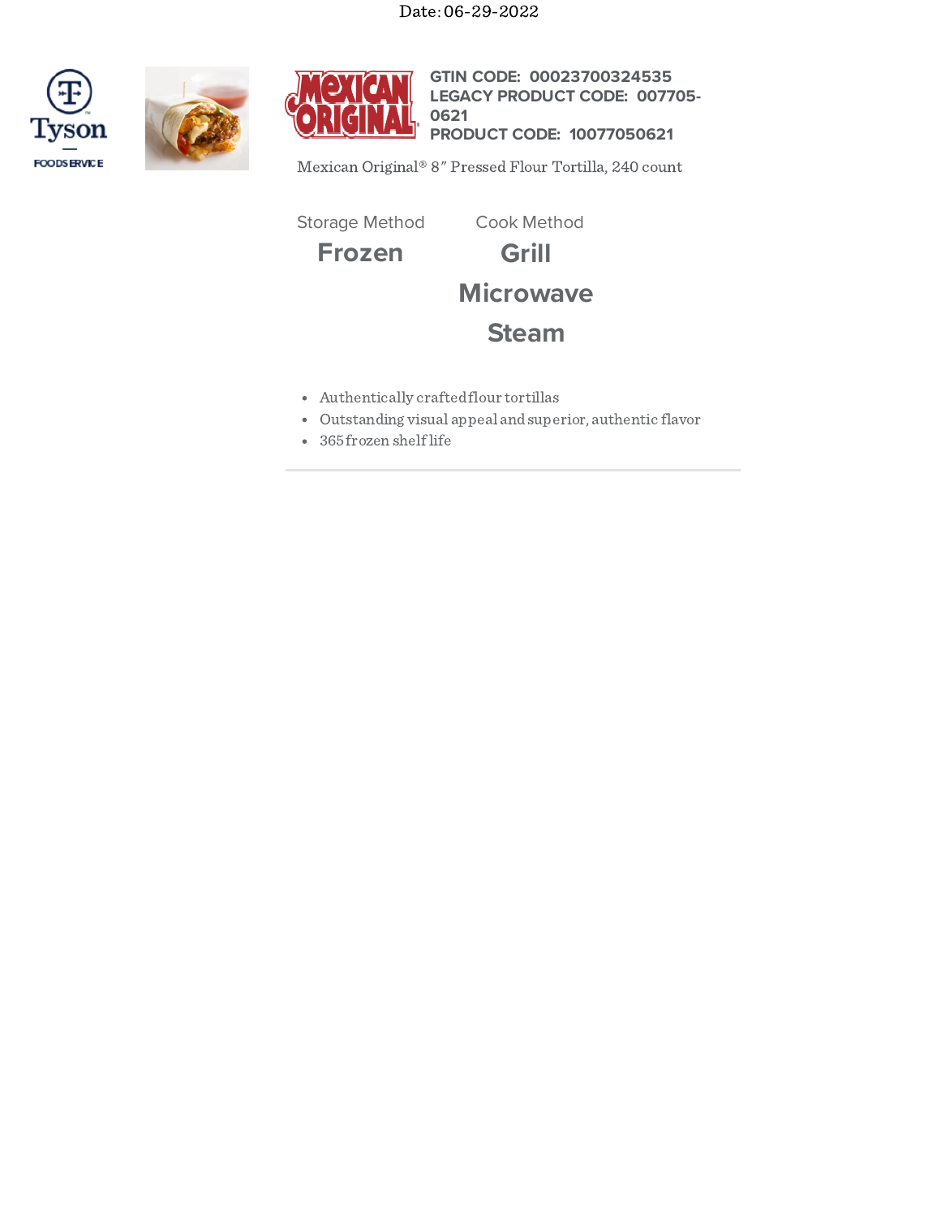Date: 06-29-2022

**GTIN CODE: 00023700324535**
**LEGACY PRODUCT CODE: 007705-0621**
**PRODUCT CODE: 10077050621**

Mexican Original® 8" Pressed Flour Tortilla, 240 count

| Storage Method | Cook Method |
| --- | --- |
| **Frozen** | **Grill** |
| | **Microwave** |
| | **Steam** |

- Authentically crafted flour tortillas
- Outstanding visual appeal and superior, authentic flavor
- 365 frozen shelf life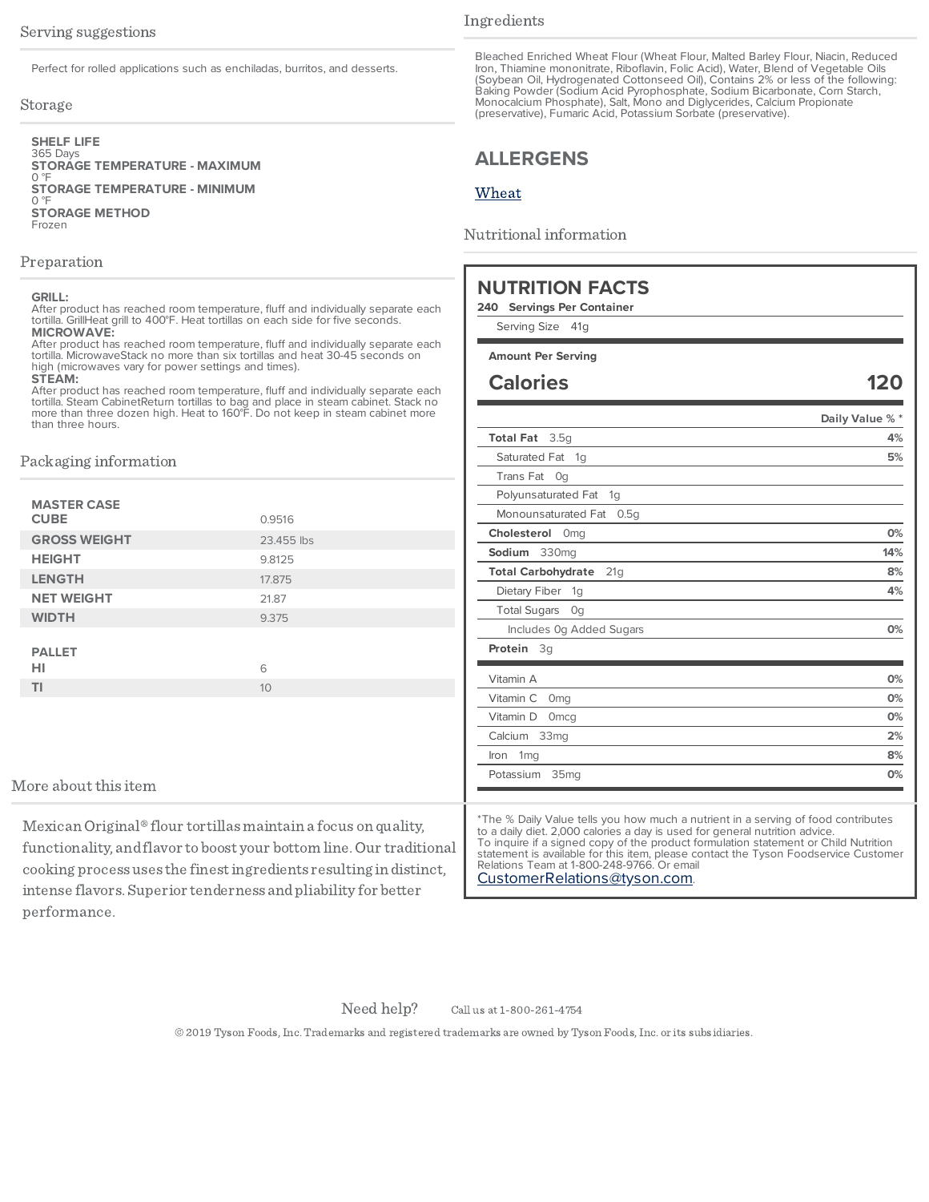## Serving suggestions

Perfect for rolled applications such as enchiladas, burritos, and desserts.

## Storage

**SHELF LIFE**
365 Days
**STORAGE TEMPERATURE - MAXIMUM**
0 °F
**STORAGE TEMPERATURE - MINIMUM**
0 °F
**STORAGE METHOD**
Frozen

## Preparation

**GRILL:**
After product has reached room temperature, fluff and individually separate each tortilla. GrillHeat grill to 400°F. Heat tortillas on each side for five seconds.
**MICROWAVE:**
After product has reached room temperature, fluff and individually separate each tortilla. MicrowaveStack no more than six tortillas and heat 30-45 seconds on high (microwaves vary for power settings and times).
**STEAM:**
After product has reached room temperature, fluff and individually separate each tortilla. Steam CabinetReturn tortillas to bag and place in steam cabinet. Stack no more than three dozen high. Heat to 160°F. Do not keep in steam cabinet more than three hours.

## Packaging information

| | |
|---|---|
| **MASTER CASE** | |
| **CUBE** | 0.9516 |
| **GROSS WEIGHT** | 23.455 lbs |
| **HEIGHT** | 9.8125 |
| **LENGTH** | 17.875 |
| **NET WEIGHT** | 21.87 |
| **WIDTH** | 9.375 |
| **PALLET** | |
| **HI** | 6 |
| **TI** | 10 |

## Ingredients

Bleached Enriched Wheat Flour (Wheat Flour, Malted Barley Flour, Niacin, Reduced Iron, Thiamine mononitrate, Riboflavin, Folic Acid), Water, Blend of Vegetable Oils (Soybean Oil, Hydrogenated Cottonseed Oil), Contains 2% or less of the following: Baking Powder (Sodium Acid Pyrophosphate, Sodium Bicarbonate, Corn Starch, Monocalcium Phosphate), Salt, Mono and Diglycerides, Calcium Propionate (preservative), Fumaric Acid, Potassium Sorbate (preservative).

## ALLERGENS

Wheat

## Nutritional information

### NUTRITION FACTS

**240 Servings Per Container**

Serving Size 41g

**Amount Per Serving**

**Calories 120**

| | Daily Value % * |
|---|---|
| **Total Fat** 3.5g | 4% |
| Saturated Fat 1g | 5% |
| Trans Fat 0g | |
| Polyunsaturated Fat 1g | |
| Monounsaturated Fat 0.5g | |
| **Cholesterol** 0mg | 0% |
| **Sodium** 330mg | 14% |
| **Total Carbohydrate** 21g | 8% |
| Dietary Fiber 1g | 4% |
| Total Sugars 0g | |
| Includes 0g Added Sugars | 0% |
| **Protein** 3g | |
| Vitamin A | 0% |
| Vitamin C 0mg | 0% |
| Vitamin D 0mcg | 0% |
| Calcium 33mg | 2% |
| Iron 1mg | 8% |
| Potassium 35mg | 0% |

*The % Daily Value tells you how much a nutrient in a serving of food contributes to a daily diet. 2,000 calories a day is used for general nutrition advice.
To inquire if a signed copy of the product formulation statement or Child Nutrition statement is available for this item, please contact the Tyson Foodservice Customer Relations Team at 1-800-248-9766. Or email CustomerRelations@tyson.com.

## More about this item

Mexican Original® flour tortillas maintain a focus on quality, functionality, and flavor to boost your bottom line. Our traditional cooking process uses the finest ingredients resulting in distinct, intense flavors. Superior tenderness and pliability for better performance.

Need help? Call us at 1-800-261-4754

© 2019 Tyson Foods, Inc. Trademarks and registered trademarks are owned by Tyson Foods, Inc. or its subsidiaries.